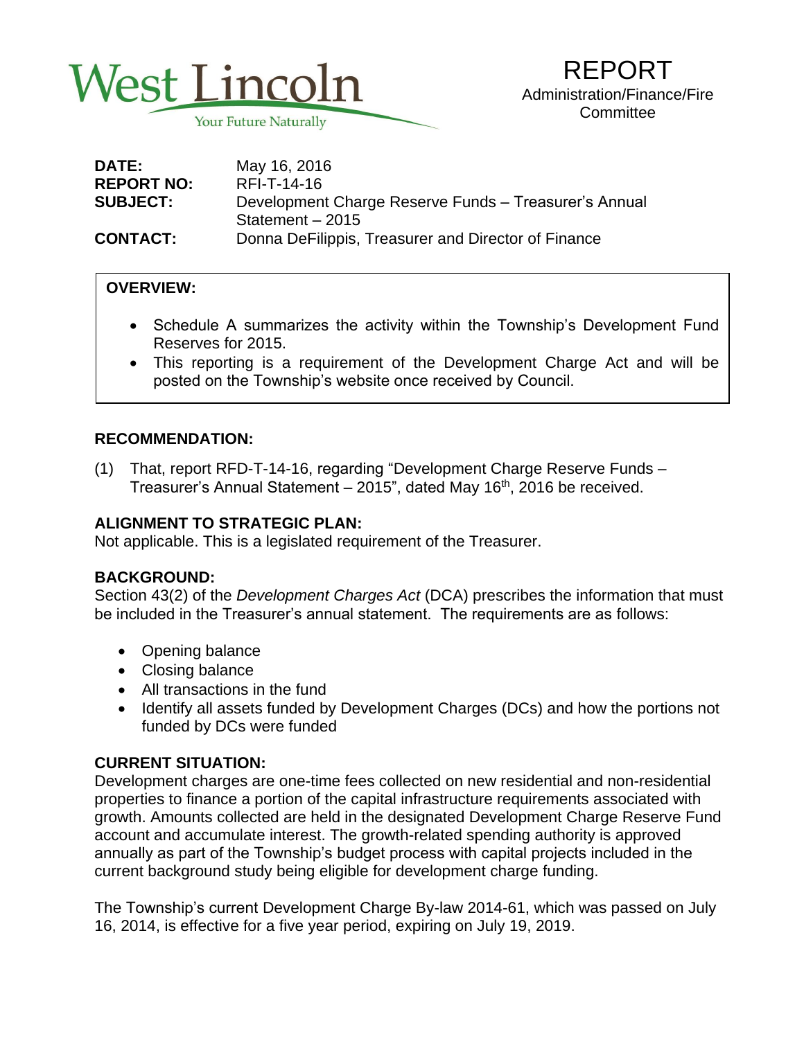West Lincoln

Your Future Naturally

# REPORT

Administration/Finance/Fire Committee

| | |
|---|---|
| **DATE:** | May 16, 2016 |
| **REPORT NO:** | RFI-T-14-16 |
| **SUBJECT:** | Development Charge Reserve Funds – Treasurer's Annual Statement – 2015 |
| **CONTACT:** | Donna DeFilippis, Treasurer and Director of Finance |

**OVERVIEW:**

- Schedule A summarizes the activity within the Township's Development Fund Reserves for 2015.
- This reporting is a requirement of the Development Charge Act and will be posted on the Township's website once received by Council.

**RECOMMENDATION:**

(1) That, report RFD-T-14-16, regarding "Development Charge Reserve Funds – Treasurer's Annual Statement – 2015", dated May 16th, 2016 be received.

**ALIGNMENT TO STRATEGIC PLAN:**

Not applicable. This is a legislated requirement of the Treasurer.

**BACKGROUND:**

Section 43(2) of the *Development Charges Act* (DCA) prescribes the information that must be included in the Treasurer's annual statement. The requirements are as follows:

- Opening balance
- Closing balance
- All transactions in the fund
- Identify all assets funded by Development Charges (DCs) and how the portions not funded by DCs were funded

**CURRENT SITUATION:**

Development charges are one-time fees collected on new residential and non-residential properties to finance a portion of the capital infrastructure requirements associated with growth. Amounts collected are held in the designated Development Charge Reserve Fund account and accumulate interest. The growth-related spending authority is approved annually as part of the Township's budget process with capital projects included in the current background study being eligible for development charge funding.

The Township's current Development Charge By-law 2014-61, which was passed on July 16, 2014, is effective for a five year period, expiring on July 19, 2019.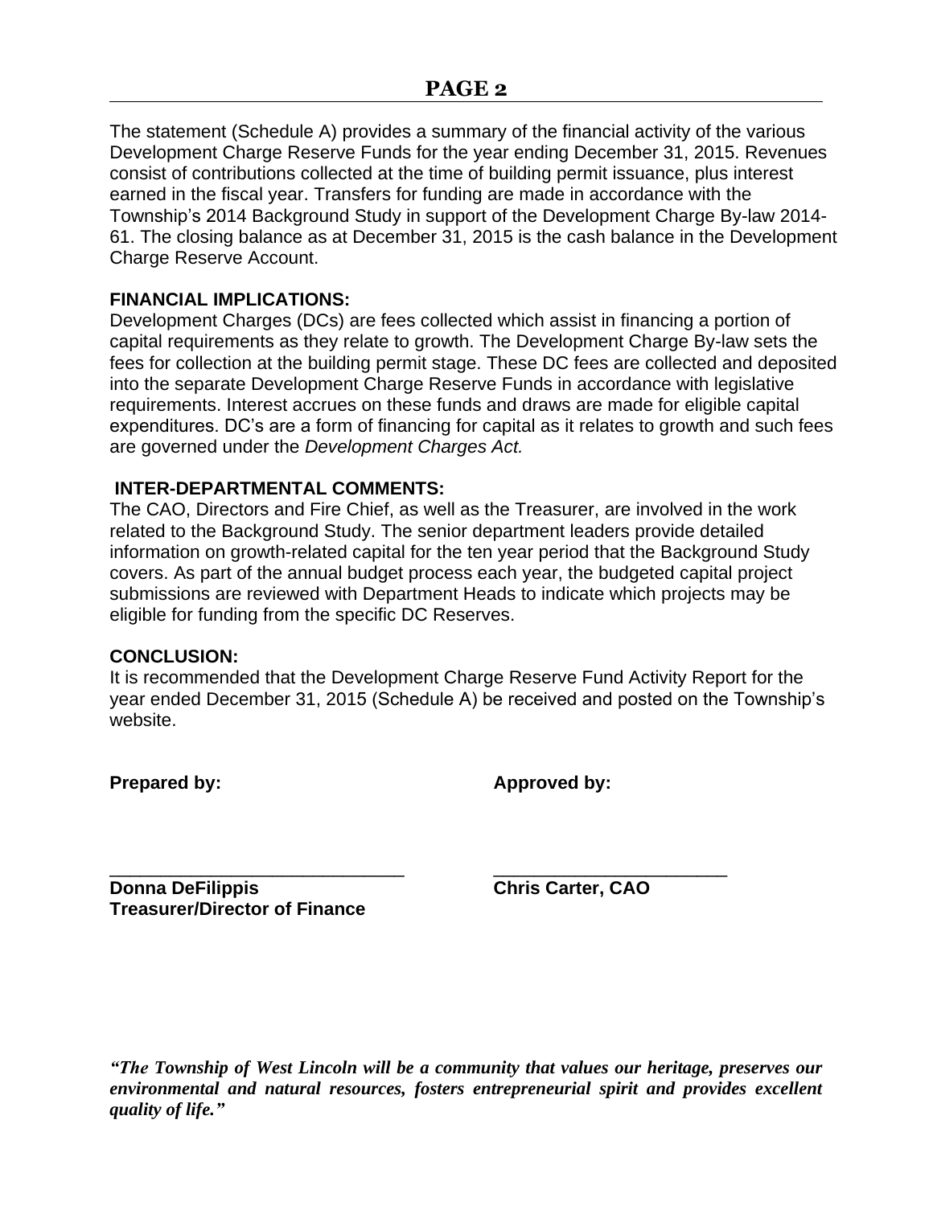The statement (Schedule A) provides a summary of the financial activity of the various Development Charge Reserve Funds for the year ending December 31, 2015. Revenues consist of contributions collected at the time of building permit issuance, plus interest earned in the fiscal year. Transfers for funding are made in accordance with the Township's 2014 Background Study in support of the Development Charge By-law 2014-61. The closing balance as at December 31, 2015 is the cash balance in the Development Charge Reserve Account.

**FINANCIAL IMPLICATIONS:**

Development Charges (DCs) are fees collected which assist in financing a portion of capital requirements as they relate to growth. The Development Charge By-law sets the fees for collection at the building permit stage. These DC fees are collected and deposited into the separate Development Charge Reserve Funds in accordance with legislative requirements. Interest accrues on these funds and draws are made for eligible capital expenditures. DC's are a form of financing for capital as it relates to growth and such fees are governed under the *Development Charges Act.*

**INTER-DEPARTMENTAL COMMENTS:**

The CAO, Directors and Fire Chief, as well as the Treasurer, are involved in the work related to the Background Study. The senior department leaders provide detailed information on growth-related capital for the ten year period that the Background Study covers. As part of the annual budget process each year, the budgeted capital project submissions are reviewed with Department Heads to indicate which projects may be eligible for funding from the specific DC Reserves.

**CONCLUSION:**

It is recommended that the Development Charge Reserve Fund Activity Report for the year ended December 31, 2015 (Schedule A) be received and posted on the Township's website.

**Prepared by:**

_______________________________

**Donna DeFilippis**
**Treasurer/Director of Finance**

**Approved by:**

_______________________________

**Chris Carter, CAO**

***"The Township of West Lincoln will be a community that values our heritage, preserves our environmental and natural resources, fosters entrepreneurial spirit and provides excellent quality of life."***